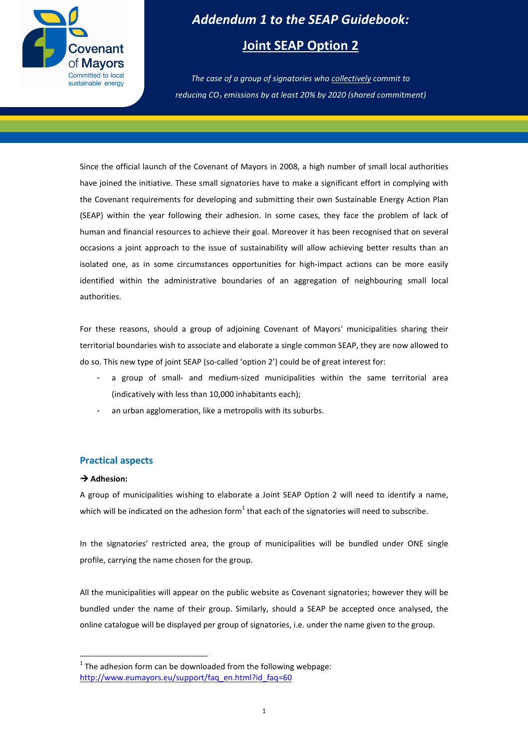# Addendum 1 to the SEAP Guidebook:

## Joint SEAP Option 2

*The case of a group of signatories who collectively commit to reducing $CO_2$ emissions by at least 20% by 2020 (shared commitment)*

Since the official launch of the Covenant of Mayors in 2008, a high number of small local authorities have joined the initiative. These small signatories have to make a significant effort in complying with the Covenant requirements for developing and submitting their own Sustainable Energy Action Plan (SEAP) within the year following their adhesion. In some cases, they face the problem of lack of human and financial resources to achieve their goal. Moreover it has been recognised that on several occasions a joint approach to the issue of sustainability will allow achieving better results than an isolated one, as in some circumstances opportunities for high-impact actions can be more easily identified within the administrative boundaries of an aggregation of neighbouring small local authorities.

For these reasons, should a group of adjoining Covenant of Mayors' municipalities sharing their territorial boundaries wish to associate and elaborate a single common SEAP, they are now allowed to do so. This new type of joint SEAP (so-called 'option 2') could be of great interest for:

- a group of small- and medium-sized municipalities within the same territorial area (indicatively with less than 10,000 inhabitants each);
- an urban agglomeration, like a metropolis with its suburbs.

### Practical aspects

**→ Adhesion:**

A group of municipalities wishing to elaborate a Joint SEAP Option 2 will need to identify a name, which will be indicated on the adhesion form[1] that each of the signatories will need to subscribe.

In the signatories' restricted area, the group of municipalities will be bundled under ONE single profile, carrying the name chosen for the group.

All the municipalities will appear on the public website as Covenant signatories; however they will be bundled under the name of their group. Similarly, should a SEAP be accepted once analysed, the online catalogue will be displayed per group of signatories, i.e. under the name given to the group.

[1] The adhesion form can be downloaded from the following webpage: http://www.eumayors.eu/support/faq_en.html?id_faq=60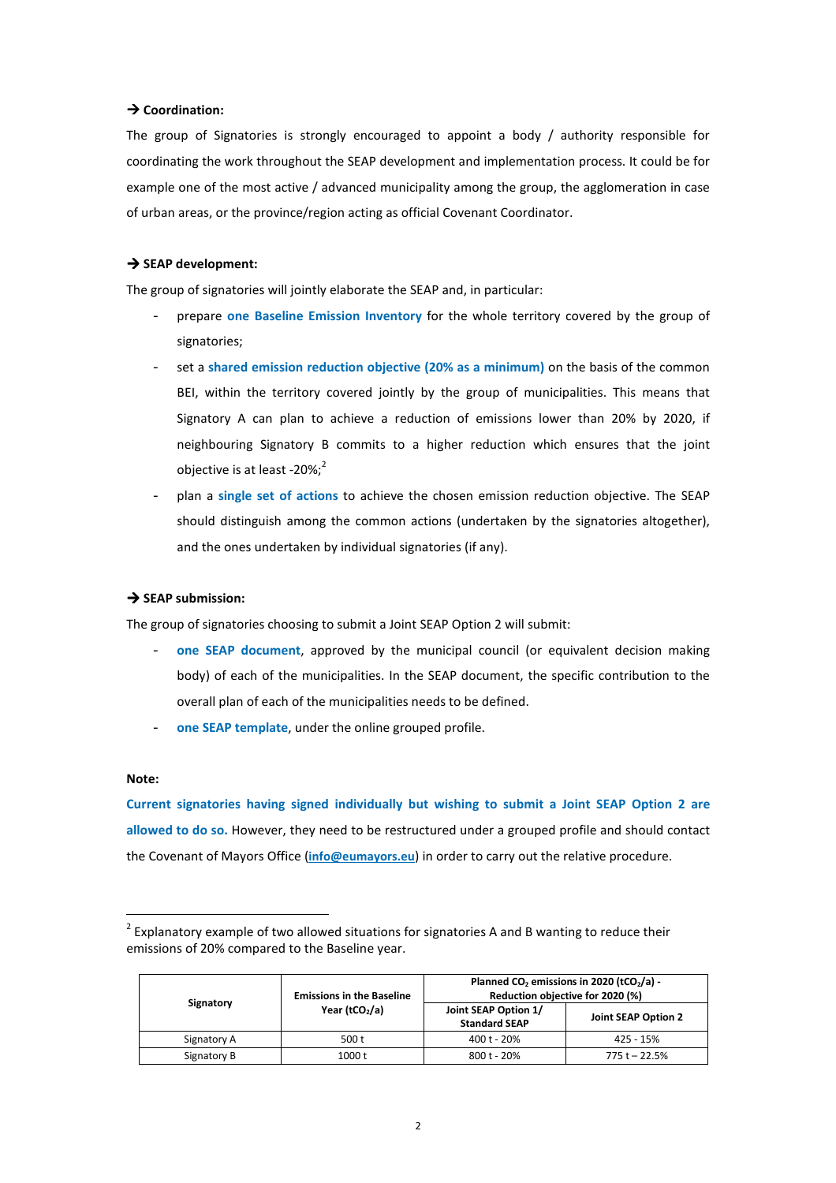**→ Coordination:**

The group of Signatories is strongly encouraged to appoint a body / authority responsible for coordinating the work throughout the SEAP development and implementation process. It could be for example one of the most active / advanced municipality among the group, the agglomeration in case of urban areas, or the province/region acting as official Covenant Coordinator.

**→ SEAP development:**

The group of signatories will jointly elaborate the SEAP and, in particular:

- prepare **one Baseline Emission Inventory** for the whole territory covered by the group of signatories;
- set a **shared emission reduction objective (20% as a minimum)** on the basis of the common BEI, within the territory covered jointly by the group of municipalities. This means that Signatory A can plan to achieve a reduction of emissions lower than 20% by 2020, if neighbouring Signatory B commits to a higher reduction which ensures that the joint objective is at least -20%;[2]
- plan a **single set of actions** to achieve the chosen emission reduction objective. The SEAP should distinguish among the common actions (undertaken by the signatories altogether), and the ones undertaken by individual signatories (if any).

**→ SEAP submission:**

The group of signatories choosing to submit a Joint SEAP Option 2 will submit:

- **one SEAP document**, approved by the municipal council (or equivalent decision making body) of each of the municipalities. In the SEAP document, the specific contribution to the overall plan of each of the municipalities needs to be defined.
- **one SEAP template**, under the online grouped profile.

**Note:**

**Current signatories having signed individually but wishing to submit a Joint SEAP Option 2 are allowed to do so.** However, they need to be restructured under a grouped profile and should contact the Covenant of Mayors Office (**info@eumayors.eu**) in order to carry out the relative procedure.

---

[2] Explanatory example of two allowed situations for signatories A and B wanting to reduce their emissions of 20% compared to the Baseline year.

| Signatory | Emissions in the Baseline Year ($tCO_2/a$) | Planned $CO_2$ emissions in 2020 ($tCO_2/a$) - Reduction objective for 2020 (%) | |
|---|---|---|---|
| | | Joint SEAP Option 1/ Standard SEAP | Joint SEAP Option 2 |
| Signatory A | 500 t | 400 t - 20% | 425 - 15% |
| Signatory B | 1000 t | 800 t - 20% | 775 t – 22.5% |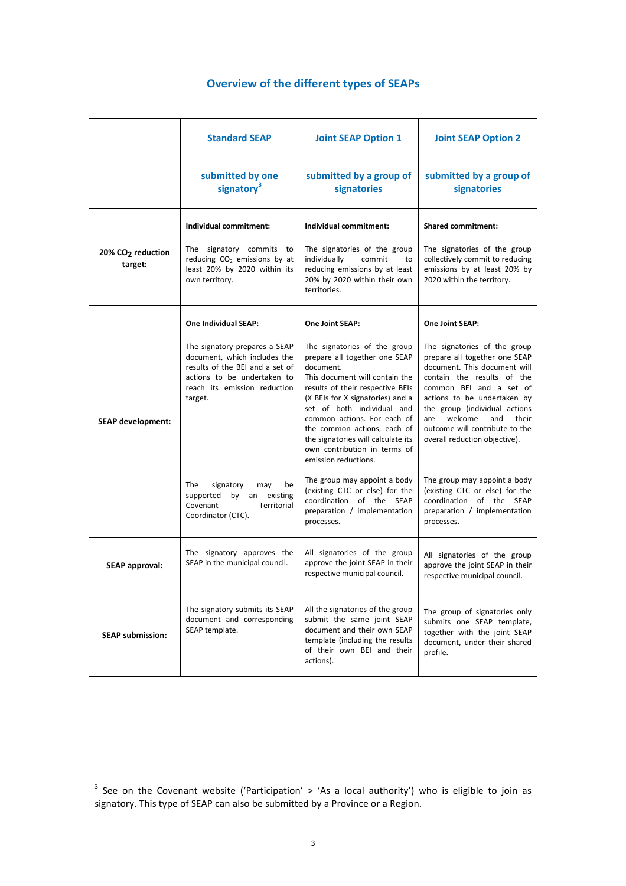## Overview of the different types of SEAPs

| | **Standard SEAP**<br><br>**submitted by one signatory**[3] | **Joint SEAP Option 1**<br><br>**submitted by a group of signatories** | **Joint SEAP Option 2**<br><br>**submitted by a group of signatories** |
|---|---|---|---|
| **20% $CO_2$ reduction target:** | **Individual commitment:**<br><br>The signatory commits to reducing $CO_2$ emissions by at least 20% by 2020 within its own territory. | **Individual commitment:**<br><br>The signatories of the group individually commit to reducing emissions by at least 20% by 2020 within their own territories. | **Shared commitment:**<br><br>The signatories of the group collectively commit to reducing emissions by at least 20% by 2020 within the territory. |
| **SEAP development:** | **One Individual SEAP:**<br><br>The signatory prepares a SEAP document, which includes the results of the BEI and a set of actions to be undertaken to reach its emission reduction target.<br><br>The signatory may be supported by an existing Covenant Territorial Coordinator (CTC). | **One Joint SEAP:**<br><br>The signatories of the group prepare all together one SEAP document.<br>This document will contain the results of their respective BEIs (X BEIs for X signatories) and a set of both individual and common actions. For each of the common actions, each of the signatories will calculate its own contribution in terms of emission reductions.<br><br>The group may appoint a body (existing CTC or else) for the coordination of the SEAP preparation / implementation processes. | **One Joint SEAP:**<br><br>The signatories of the group prepare all together one SEAP document. This document will contain the results of the common BEI and a set of actions to be undertaken by the group (individual actions are welcome and their outcome will contribute to the overall reduction objective).<br><br>The group may appoint a body (existing CTC or else) for the coordination of the SEAP preparation / implementation processes. |
| **SEAP approval:** | The signatory approves the SEAP in the municipal council. | All signatories of the group approve the joint SEAP in their respective municipal council. | All signatories of the group approve the joint SEAP in their respective municipal council. |
| **SEAP submission:** | The signatory submits its SEAP document and corresponding SEAP template. | All the signatories of the group submit the same joint SEAP document and their own SEAP template (including the results of their own BEI and their actions). | The group of signatories only submits one SEAP template, together with the joint SEAP document, under their shared profile. |

[3] See on the Covenant website ('Participation' > 'As a local authority') who is eligible to join as signatory. This type of SEAP can also be submitted by a Province or a Region.